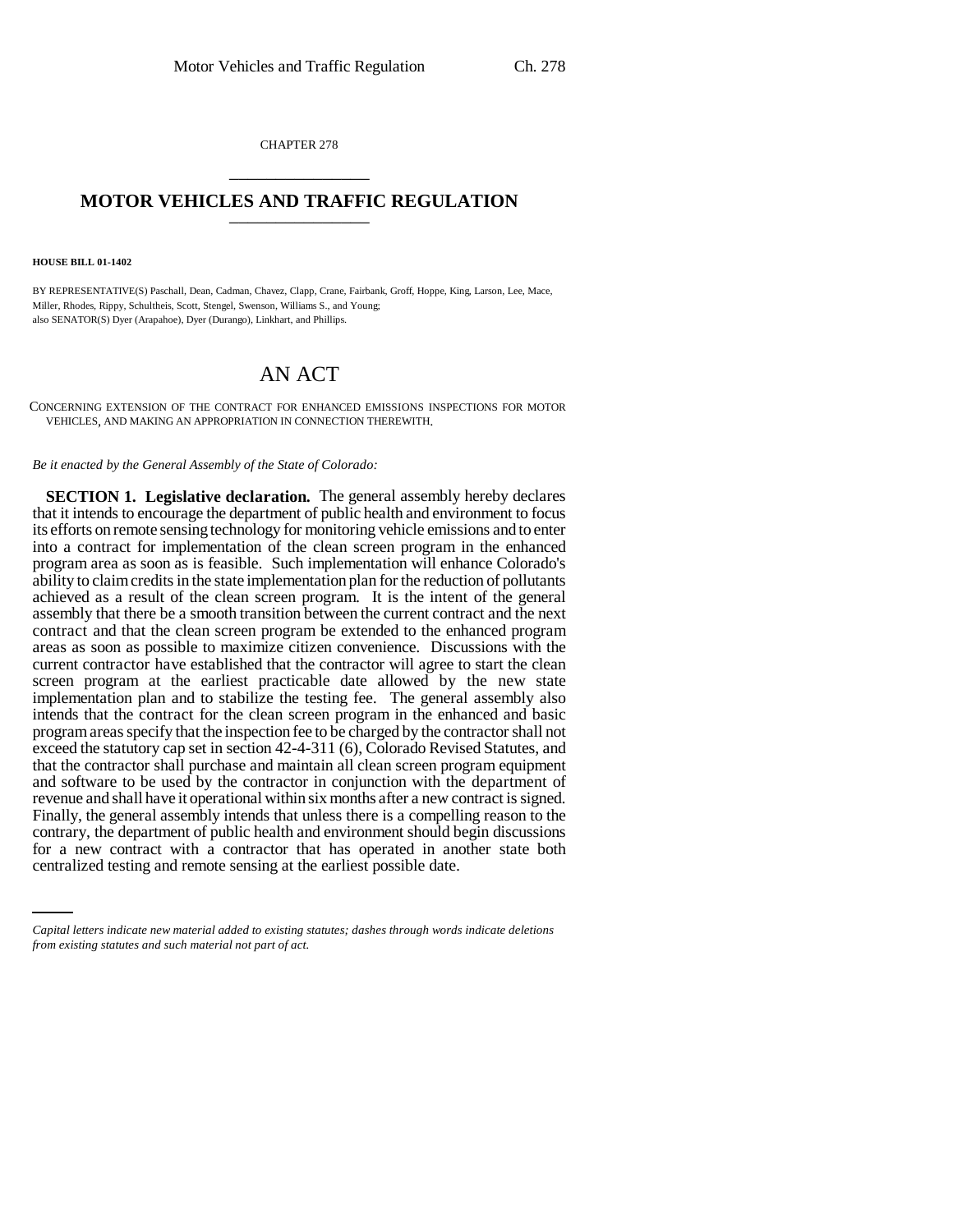CHAPTER 278

# MOTOR VEHICLES AND TRAFFIC REGULATION

**HOUSE BILL 01-1402**

BY REPRESENTATIVE(S) Paschall, Dean, Cadman, Chavez, Clapp, Crane, Fairbank, Groff, Hoppe, King, Larson, Lee, Mace, Miller, Rhodes, Rippy, Schultheis, Scott, Stengel, Swenson, Williams S., and Young;
also SENATOR(S) Dyer (Arapahoe), Dyer (Durango), Linkhart, and Phillips.

# AN ACT

CONCERNING EXTENSION OF THE CONTRACT FOR ENHANCED EMISSIONS INSPECTIONS FOR MOTOR VEHICLES, AND MAKING AN APPROPRIATION IN CONNECTION THEREWITH.

*Be it enacted by the General Assembly of the State of Colorado:*

**SECTION 1. Legislative declaration.** The general assembly hereby declares that it intends to encourage the department of public health and environment to focus its efforts on remote sensing technology for monitoring vehicle emissions and to enter into a contract for implementation of the clean screen program in the enhanced program area as soon as is feasible. Such implementation will enhance Colorado's ability to claim credits in the state implementation plan for the reduction of pollutants achieved as a result of the clean screen program. It is the intent of the general assembly that there be a smooth transition between the current contract and the next contract and that the clean screen program be extended to the enhanced program areas as soon as possible to maximize citizen convenience. Discussions with the current contractor have established that the contractor will agree to start the clean screen program at the earliest practicable date allowed by the new state implementation plan and to stabilize the testing fee. The general assembly also intends that the contract for the clean screen program in the enhanced and basic program areas specify that the inspection fee to be charged by the contractor shall not exceed the statutory cap set in section 42-4-311 (6), Colorado Revised Statutes, and that the contractor shall purchase and maintain all clean screen program equipment and software to be used by the contractor in conjunction with the department of revenue and shall have it operational within six months after a new contract is signed. Finally, the general assembly intends that unless there is a compelling reason to the contrary, the department of public health and environment should begin discussions for a new contract with a contractor that has operated in another state both centralized testing and remote sensing at the earliest possible date.

*Capital letters indicate new material added to existing statutes; dashes through words indicate deletions from existing statutes and such material not part of act.*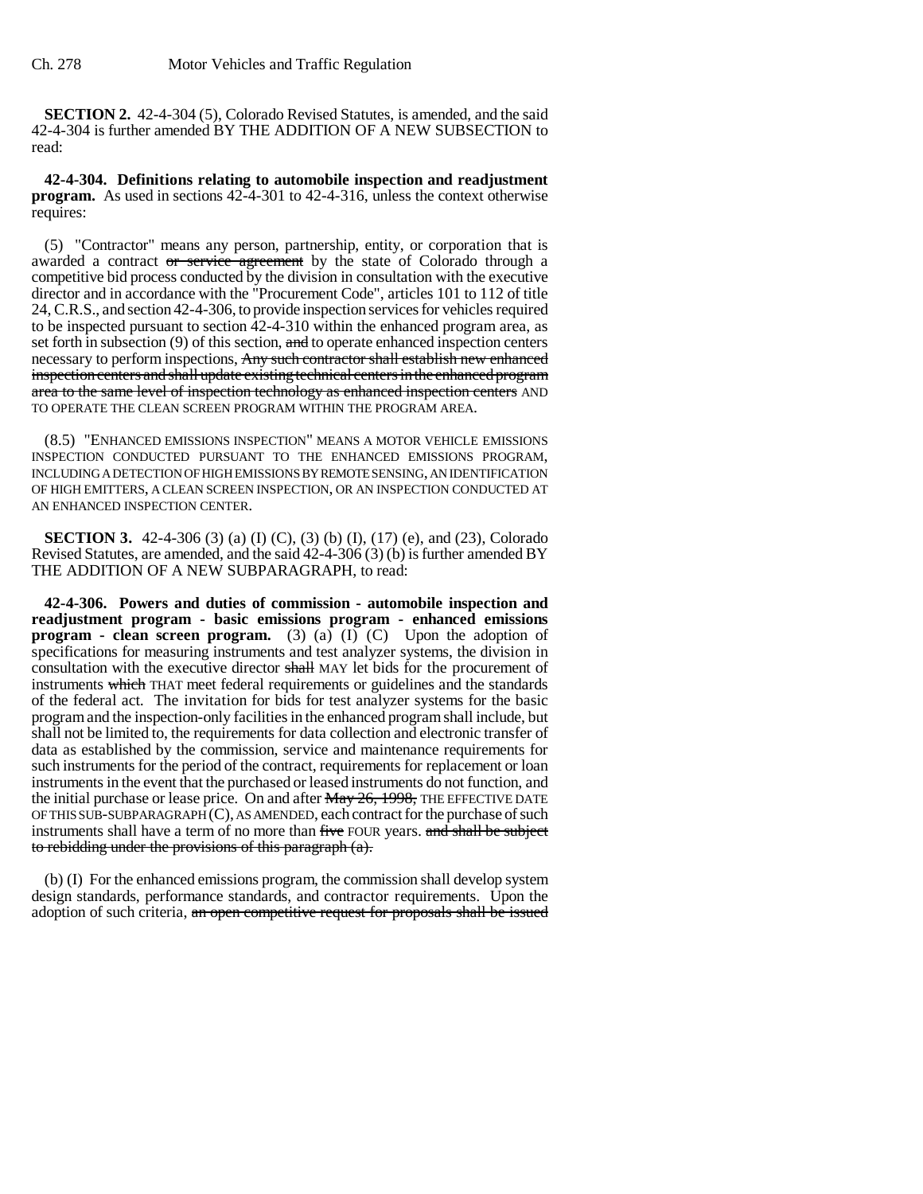**SECTION 2.** 42-4-304 (5), Colorado Revised Statutes, is amended, and the said 42-4-304 is further amended BY THE ADDITION OF A NEW SUBSECTION to read:

**42-4-304. Definitions relating to automobile inspection and readjustment program.** As used in sections 42-4-301 to 42-4-316, unless the context otherwise requires:

(5) "Contractor" means any person, partnership, entity, or corporation that is awarded a contract ~~or service agreement~~ by the state of Colorado through a competitive bid process conducted by the division in consultation with the executive director and in accordance with the "Procurement Code", articles 101 to 112 of title 24, C.R.S., and section 42-4-306, to provide inspection services for vehicles required to be inspected pursuant to section 42-4-310 within the enhanced program area, as set forth in subsection (9) of this section, ~~and~~ to operate enhanced inspection centers necessary to perform inspections, ~~Any such contractor shall establish new enhanced inspection centers and shall update existing technical centers in the enhanced program area to the same level of inspection technology as enhanced inspection centers~~ AND TO OPERATE THE CLEAN SCREEN PROGRAM WITHIN THE PROGRAM AREA.

(8.5) "ENHANCED EMISSIONS INSPECTION" MEANS A MOTOR VEHICLE EMISSIONS INSPECTION CONDUCTED PURSUANT TO THE ENHANCED EMISSIONS PROGRAM, INCLUDING A DETECTION OF HIGH EMISSIONS BY REMOTE SENSING, AN IDENTIFICATION OF HIGH EMITTERS, A CLEAN SCREEN INSPECTION, OR AN INSPECTION CONDUCTED AT AN ENHANCED INSPECTION CENTER.

**SECTION 3.** 42-4-306 (3) (a) (I) (C), (3) (b) (I), (17) (e), and (23), Colorado Revised Statutes, are amended, and the said 42-4-306 (3) (b) is further amended BY THE ADDITION OF A NEW SUBPARAGRAPH, to read:

**42-4-306. Powers and duties of commission - automobile inspection and readjustment program - basic emissions program - enhanced emissions program - clean screen program.** (3) (a) (I) (C) Upon the adoption of specifications for measuring instruments and test analyzer systems, the division in consultation with the executive director ~~shall~~ MAY let bids for the procurement of instruments ~~which~~ THAT meet federal requirements or guidelines and the standards of the federal act. The invitation for bids for test analyzer systems for the basic program and the inspection-only facilities in the enhanced program shall include, but shall not be limited to, the requirements for data collection and electronic transfer of data as established by the commission, service and maintenance requirements for such instruments for the period of the contract, requirements for replacement or loan instruments in the event that the purchased or leased instruments do not function, and the initial purchase or lease price. On and after ~~May 26, 1998,~~ THE EFFECTIVE DATE OF THIS SUB-SUBPARAGRAPH (C), AS AMENDED, each contract for the purchase of such instruments shall have a term of no more than ~~five~~ FOUR years. ~~and shall be subject to rebidding under the provisions of this paragraph (a).~~

(b) (I) For the enhanced emissions program, the commission shall develop system design standards, performance standards, and contractor requirements. Upon the adoption of such criteria, ~~an open competitive request for proposals shall be issued~~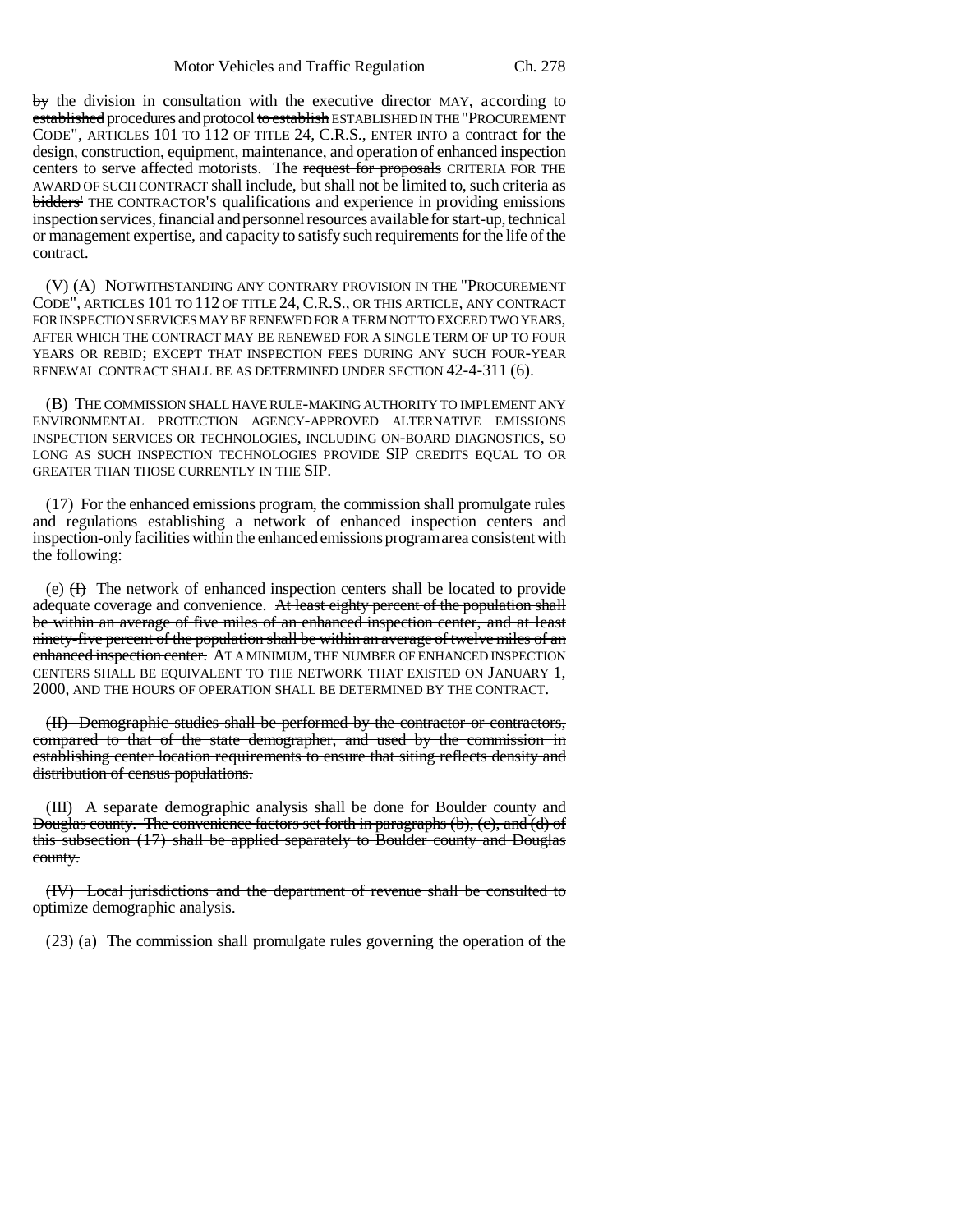~~by~~ the division in consultation with the executive director MAY, according to ~~established~~ procedures and protocol ~~to establish~~ ESTABLISHED IN THE "PROCUREMENT CODE", ARTICLES 101 TO 112 OF TITLE 24, C.R.S., ENTER INTO a contract for the design, construction, equipment, maintenance, and operation of enhanced inspection centers to serve affected motorists. The ~~request for proposals~~ CRITERIA FOR THE AWARD OF SUCH CONTRACT shall include, but shall not be limited to, such criteria as ~~bidders'~~ THE CONTRACTOR'S qualifications and experience in providing emissions inspection services, financial and personnel resources available for start-up, technical or management expertise, and capacity to satisfy such requirements for the life of the contract.

(V) (A) NOTWITHSTANDING ANY CONTRARY PROVISION IN THE "PROCUREMENT CODE", ARTICLES 101 TO 112 OF TITLE 24, C.R.S., OR THIS ARTICLE, ANY CONTRACT FOR INSPECTION SERVICES MAY BE RENEWED FOR A TERM NOT TO EXCEED TWO YEARS, AFTER WHICH THE CONTRACT MAY BE RENEWED FOR A SINGLE TERM OF UP TO FOUR YEARS OR REBID; EXCEPT THAT INSPECTION FEES DURING ANY SUCH FOUR-YEAR RENEWAL CONTRACT SHALL BE AS DETERMINED UNDER SECTION 42-4-311 (6).

(B) THE COMMISSION SHALL HAVE RULE-MAKING AUTHORITY TO IMPLEMENT ANY ENVIRONMENTAL PROTECTION AGENCY-APPROVED ALTERNATIVE EMISSIONS INSPECTION SERVICES OR TECHNOLOGIES, INCLUDING ON-BOARD DIAGNOSTICS, SO LONG AS SUCH INSPECTION TECHNOLOGIES PROVIDE SIP CREDITS EQUAL TO OR GREATER THAN THOSE CURRENTLY IN THE SIP.

(17) For the enhanced emissions program, the commission shall promulgate rules and regulations establishing a network of enhanced inspection centers and inspection-only facilities within the enhanced emissions program area consistent with the following:

(e) ~~(I)~~ The network of enhanced inspection centers shall be located to provide adequate coverage and convenience. ~~At least eighty percent of the population shall be within an average of five miles of an enhanced inspection center, and at least ninety-five percent of the population shall be within an average of twelve miles of an enhanced inspection center.~~ AT A MINIMUM, THE NUMBER OF ENHANCED INSPECTION CENTERS SHALL BE EQUIVALENT TO THE NETWORK THAT EXISTED ON JANUARY 1, 2000, AND THE HOURS OF OPERATION SHALL BE DETERMINED BY THE CONTRACT.

~~(II) Demographic studies shall be performed by the contractor or contractors, compared to that of the state demographer, and used by the commission in establishing center location requirements to ensure that siting reflects density and distribution of census populations.~~

~~(III) A separate demographic analysis shall be done for Boulder county and Douglas county. The convenience factors set forth in paragraphs (b), (c), and (d) of this subsection (17) shall be applied separately to Boulder county and Douglas county.~~

~~(IV) Local jurisdictions and the department of revenue shall be consulted to optimize demographic analysis.~~

(23) (a) The commission shall promulgate rules governing the operation of the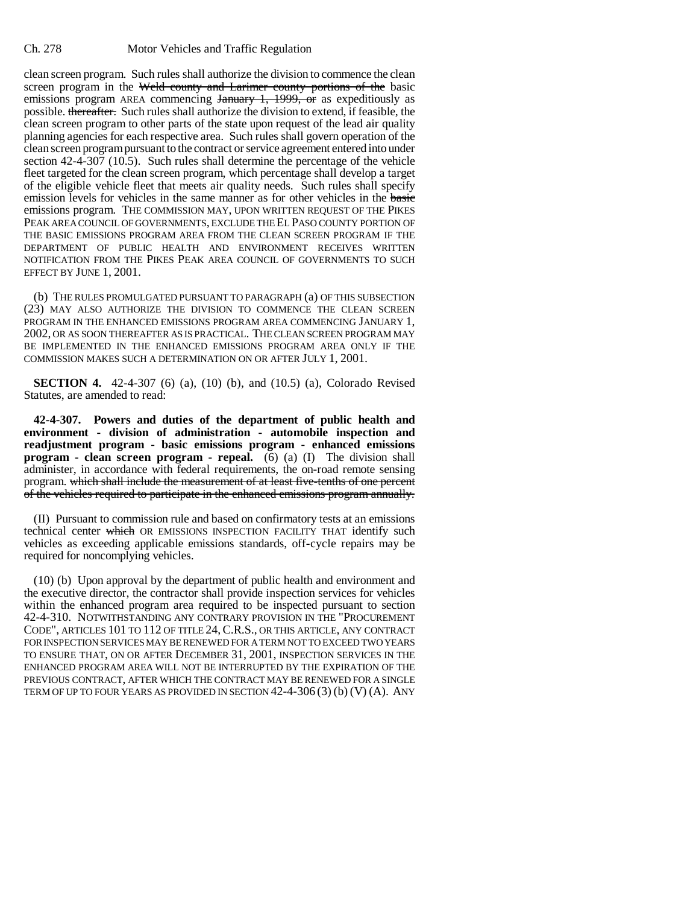clean screen program. Such rules shall authorize the division to commence the clean screen program in the Weld county and Larimer county portions of the basic emissions program AREA commencing January 1, 1999, or as expeditiously as possible. thereafter. Such rules shall authorize the division to extend, if feasible, the clean screen program to other parts of the state upon request of the lead air quality planning agencies for each respective area. Such rules shall govern operation of the clean screen program pursuant to the contract or service agreement entered into under section 42-4-307 (10.5). Such rules shall determine the percentage of the vehicle fleet targeted for the clean screen program, which percentage shall develop a target of the eligible vehicle fleet that meets air quality needs. Such rules shall specify emission levels for vehicles in the same manner as for other vehicles in the basic emissions program. THE COMMISSION MAY, UPON WRITTEN REQUEST OF THE PIKES PEAK AREA COUNCIL OF GOVERNMENTS, EXCLUDE THE EL PASO COUNTY PORTION OF THE BASIC EMISSIONS PROGRAM AREA FROM THE CLEAN SCREEN PROGRAM IF THE DEPARTMENT OF PUBLIC HEALTH AND ENVIRONMENT RECEIVES WRITTEN NOTIFICATION FROM THE PIKES PEAK AREA COUNCIL OF GOVERNMENTS TO SUCH EFFECT BY JUNE 1, 2001.

(b) THE RULES PROMULGATED PURSUANT TO PARAGRAPH (a) OF THIS SUBSECTION (23) MAY ALSO AUTHORIZE THE DIVISION TO COMMENCE THE CLEAN SCREEN PROGRAM IN THE ENHANCED EMISSIONS PROGRAM AREA COMMENCING JANUARY 1, 2002, OR AS SOON THEREAFTER AS IS PRACTICAL. THE CLEAN SCREEN PROGRAM MAY BE IMPLEMENTED IN THE ENHANCED EMISSIONS PROGRAM AREA ONLY IF THE COMMISSION MAKES SUCH A DETERMINATION ON OR AFTER JULY 1, 2001.

**SECTION 4.** 42-4-307 (6) (a), (10) (b), and (10.5) (a), Colorado Revised Statutes, are amended to read:

**42-4-307. Powers and duties of the department of public health and environment - division of administration - automobile inspection and readjustment program - basic emissions program - enhanced emissions program - clean screen program - repeal.** (6) (a) (I) The division shall administer, in accordance with federal requirements, the on-road remote sensing program. which shall include the measurement of at least five-tenths of one percent of the vehicles required to participate in the enhanced emissions program annually.

(II) Pursuant to commission rule and based on confirmatory tests at an emissions technical center which OR EMISSIONS INSPECTION FACILITY THAT identify such vehicles as exceeding applicable emissions standards, off-cycle repairs may be required for noncomplying vehicles.

(10) (b) Upon approval by the department of public health and environment and the executive director, the contractor shall provide inspection services for vehicles within the enhanced program area required to be inspected pursuant to section 42-4-310. NOTWITHSTANDING ANY CONTRARY PROVISION IN THE "PROCUREMENT CODE", ARTICLES 101 TO 112 OF TITLE 24, C.R.S., OR THIS ARTICLE, ANY CONTRACT FOR INSPECTION SERVICES MAY BE RENEWED FOR A TERM NOT TO EXCEED TWO YEARS TO ENSURE THAT, ON OR AFTER DECEMBER 31, 2001, INSPECTION SERVICES IN THE ENHANCED PROGRAM AREA WILL NOT BE INTERRUPTED BY THE EXPIRATION OF THE PREVIOUS CONTRACT, AFTER WHICH THE CONTRACT MAY BE RENEWED FOR A SINGLE TERM OF UP TO FOUR YEARS AS PROVIDED IN SECTION 42-4-306 (3) (b) (V) (A). ANY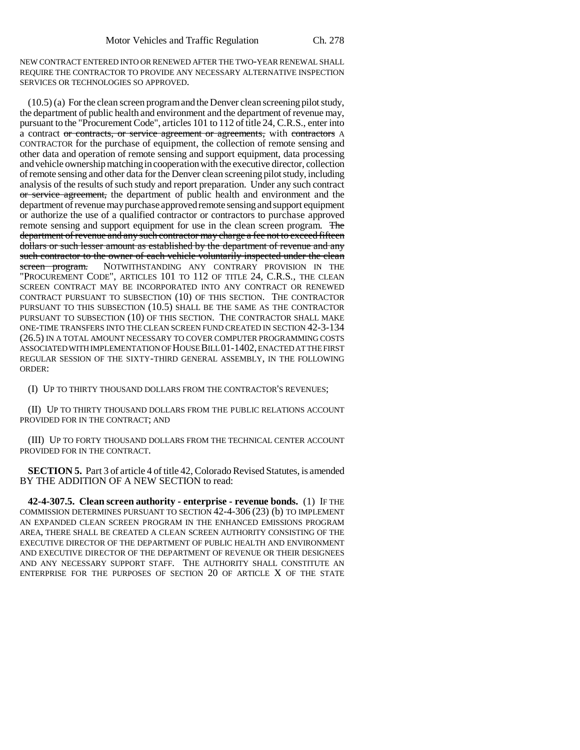NEW CONTRACT ENTERED INTO OR RENEWED AFTER THE TWO-YEAR RENEWAL SHALL REQUIRE THE CONTRACTOR TO PROVIDE ANY NECESSARY ALTERNATIVE INSPECTION SERVICES OR TECHNOLOGIES SO APPROVED.

(10.5) (a) For the clean screen program and the Denver clean screening pilot study, the department of public health and environment and the department of revenue may, pursuant to the "Procurement Code", articles 101 to 112 of title 24, C.R.S., enter into a contract ~~or contracts, or service agreement or agreements,~~ with ~~contractors~~ A CONTRACTOR for the purchase of equipment, the collection of remote sensing and other data and operation of remote sensing and support equipment, data processing and vehicle ownership matching in cooperation with the executive director, collection of remote sensing and other data for the Denver clean screening pilot study, including analysis of the results of such study and report preparation. Under any such contract ~~or service agreement,~~ the department of public health and environment and the department of revenue may purchase approved remote sensing and support equipment or authorize the use of a qualified contractor or contractors to purchase approved remote sensing and support equipment for use in the clean screen program. ~~The department of revenue and any such contractor may charge a fee not to exceed fifteen dollars or such lesser amount as established by the department of revenue and any such contractor to the owner of each vehicle voluntarily inspected under the clean screen program.~~ NOTWITHSTANDING ANY CONTRARY PROVISION IN THE "PROCUREMENT CODE", ARTICLES 101 TO 112 OF TITLE 24, C.R.S., THE CLEAN SCREEN CONTRACT MAY BE INCORPORATED INTO ANY CONTRACT OR RENEWED CONTRACT PURSUANT TO SUBSECTION (10) OF THIS SECTION. THE CONTRACTOR PURSUANT TO THIS SUBSECTION (10.5) SHALL BE THE SAME AS THE CONTRACTOR PURSUANT TO SUBSECTION (10) OF THIS SECTION. THE CONTRACTOR SHALL MAKE ONE-TIME TRANSFERS INTO THE CLEAN SCREEN FUND CREATED IN SECTION 42-3-134 (26.5) IN A TOTAL AMOUNT NECESSARY TO COVER COMPUTER PROGRAMMING COSTS ASSOCIATED WITH IMPLEMENTATION OF HOUSE BILL 01-1402, ENACTED AT THE FIRST REGULAR SESSION OF THE SIXTY-THIRD GENERAL ASSEMBLY, IN THE FOLLOWING ORDER:

(I) UP TO THIRTY THOUSAND DOLLARS FROM THE CONTRACTOR'S REVENUES;

(II) UP TO THIRTY THOUSAND DOLLARS FROM THE PUBLIC RELATIONS ACCOUNT PROVIDED FOR IN THE CONTRACT; AND

(III) UP TO FORTY THOUSAND DOLLARS FROM THE TECHNICAL CENTER ACCOUNT PROVIDED FOR IN THE CONTRACT.

**SECTION 5.** Part 3 of article 4 of title 42, Colorado Revised Statutes, is amended BY THE ADDITION OF A NEW SECTION to read:

**42-4-307.5. Clean screen authority - enterprise - revenue bonds.** (1) IF THE COMMISSION DETERMINES PURSUANT TO SECTION 42-4-306 (23) (b) TO IMPLEMENT AN EXPANDED CLEAN SCREEN PROGRAM IN THE ENHANCED EMISSIONS PROGRAM AREA, THERE SHALL BE CREATED A CLEAN SCREEN AUTHORITY CONSISTING OF THE EXECUTIVE DIRECTOR OF THE DEPARTMENT OF PUBLIC HEALTH AND ENVIRONMENT AND EXECUTIVE DIRECTOR OF THE DEPARTMENT OF REVENUE OR THEIR DESIGNEES AND ANY NECESSARY SUPPORT STAFF. THE AUTHORITY SHALL CONSTITUTE AN ENTERPRISE FOR THE PURPOSES OF SECTION 20 OF ARTICLE X OF THE STATE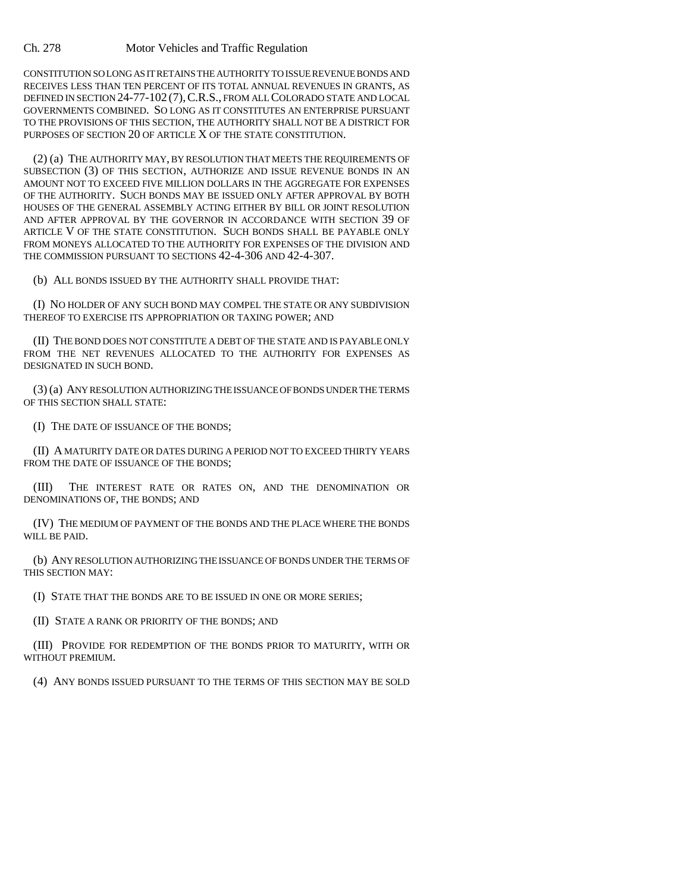CONSTITUTION SO LONG AS IT RETAINS THE AUTHORITY TO ISSUE REVENUE BONDS AND RECEIVES LESS THAN TEN PERCENT OF ITS TOTAL ANNUAL REVENUES IN GRANTS, AS DEFINED IN SECTION 24-77-102 (7), C.R.S., FROM ALL COLORADO STATE AND LOCAL GOVERNMENTS COMBINED. SO LONG AS IT CONSTITUTES AN ENTERPRISE PURSUANT TO THE PROVISIONS OF THIS SECTION, THE AUTHORITY SHALL NOT BE A DISTRICT FOR PURPOSES OF SECTION 20 OF ARTICLE X OF THE STATE CONSTITUTION.

(2) (a) THE AUTHORITY MAY, BY RESOLUTION THAT MEETS THE REQUIREMENTS OF SUBSECTION (3) OF THIS SECTION, AUTHORIZE AND ISSUE REVENUE BONDS IN AN AMOUNT NOT TO EXCEED FIVE MILLION DOLLARS IN THE AGGREGATE FOR EXPENSES OF THE AUTHORITY. SUCH BONDS MAY BE ISSUED ONLY AFTER APPROVAL BY BOTH HOUSES OF THE GENERAL ASSEMBLY ACTING EITHER BY BILL OR JOINT RESOLUTION AND AFTER APPROVAL BY THE GOVERNOR IN ACCORDANCE WITH SECTION 39 OF ARTICLE V OF THE STATE CONSTITUTION. SUCH BONDS SHALL BE PAYABLE ONLY FROM MONEYS ALLOCATED TO THE AUTHORITY FOR EXPENSES OF THE DIVISION AND THE COMMISSION PURSUANT TO SECTIONS 42-4-306 AND 42-4-307.

(b) ALL BONDS ISSUED BY THE AUTHORITY SHALL PROVIDE THAT:

(I) NO HOLDER OF ANY SUCH BOND MAY COMPEL THE STATE OR ANY SUBDIVISION THEREOF TO EXERCISE ITS APPROPRIATION OR TAXING POWER; AND

(II) THE BOND DOES NOT CONSTITUTE A DEBT OF THE STATE AND IS PAYABLE ONLY FROM THE NET REVENUES ALLOCATED TO THE AUTHORITY FOR EXPENSES AS DESIGNATED IN SUCH BOND.

(3) (a) ANY RESOLUTION AUTHORIZING THE ISSUANCE OF BONDS UNDER THE TERMS OF THIS SECTION SHALL STATE:

(I) THE DATE OF ISSUANCE OF THE BONDS;

(II) A MATURITY DATE OR DATES DURING A PERIOD NOT TO EXCEED THIRTY YEARS FROM THE DATE OF ISSUANCE OF THE BONDS;

(III) THE INTEREST RATE OR RATES ON, AND THE DENOMINATION OR DENOMINATIONS OF, THE BONDS; AND

(IV) THE MEDIUM OF PAYMENT OF THE BONDS AND THE PLACE WHERE THE BONDS WILL BE PAID.

(b) ANY RESOLUTION AUTHORIZING THE ISSUANCE OF BONDS UNDER THE TERMS OF THIS SECTION MAY:

(I) STATE THAT THE BONDS ARE TO BE ISSUED IN ONE OR MORE SERIES;

(II) STATE A RANK OR PRIORITY OF THE BONDS; AND

(III) PROVIDE FOR REDEMPTION OF THE BONDS PRIOR TO MATURITY, WITH OR WITHOUT PREMIUM.

(4) ANY BONDS ISSUED PURSUANT TO THE TERMS OF THIS SECTION MAY BE SOLD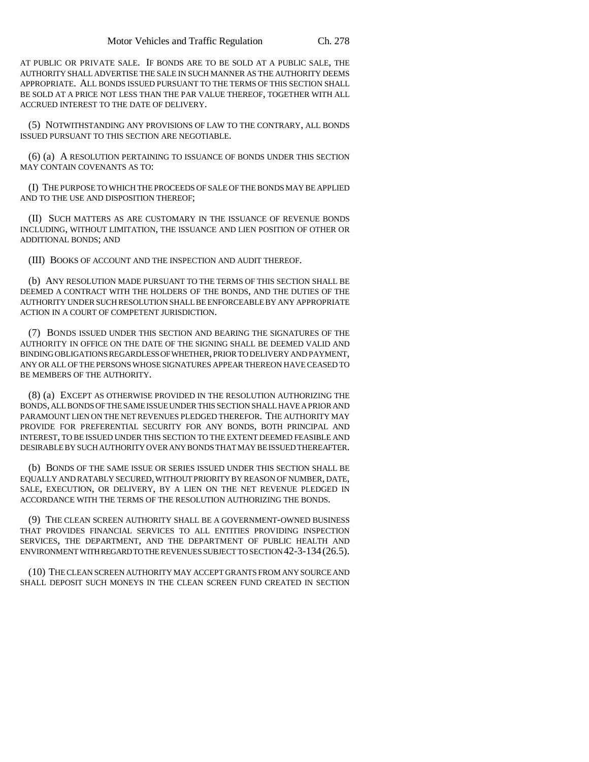AT PUBLIC OR PRIVATE SALE. IF BONDS ARE TO BE SOLD AT A PUBLIC SALE, THE AUTHORITY SHALL ADVERTISE THE SALE IN SUCH MANNER AS THE AUTHORITY DEEMS APPROPRIATE. ALL BONDS ISSUED PURSUANT TO THE TERMS OF THIS SECTION SHALL BE SOLD AT A PRICE NOT LESS THAN THE PAR VALUE THEREOF, TOGETHER WITH ALL ACCRUED INTEREST TO THE DATE OF DELIVERY.

(5) NOTWITHSTANDING ANY PROVISIONS OF LAW TO THE CONTRARY, ALL BONDS ISSUED PURSUANT TO THIS SECTION ARE NEGOTIABLE.

(6) (a) A RESOLUTION PERTAINING TO ISSUANCE OF BONDS UNDER THIS SECTION MAY CONTAIN COVENANTS AS TO:

(I) THE PURPOSE TO WHICH THE PROCEEDS OF SALE OF THE BONDS MAY BE APPLIED AND TO THE USE AND DISPOSITION THEREOF;

(II) SUCH MATTERS AS ARE CUSTOMARY IN THE ISSUANCE OF REVENUE BONDS INCLUDING, WITHOUT LIMITATION, THE ISSUANCE AND LIEN POSITION OF OTHER OR ADDITIONAL BONDS; AND

(III) BOOKS OF ACCOUNT AND THE INSPECTION AND AUDIT THEREOF.

(b) ANY RESOLUTION MADE PURSUANT TO THE TERMS OF THIS SECTION SHALL BE DEEMED A CONTRACT WITH THE HOLDERS OF THE BONDS, AND THE DUTIES OF THE AUTHORITY UNDER SUCH RESOLUTION SHALL BE ENFORCEABLE BY ANY APPROPRIATE ACTION IN A COURT OF COMPETENT JURISDICTION.

(7) BONDS ISSUED UNDER THIS SECTION AND BEARING THE SIGNATURES OF THE AUTHORITY IN OFFICE ON THE DATE OF THE SIGNING SHALL BE DEEMED VALID AND BINDING OBLIGATIONS REGARDLESS OF WHETHER, PRIOR TO DELIVERY AND PAYMENT, ANY OR ALL OF THE PERSONS WHOSE SIGNATURES APPEAR THEREON HAVE CEASED TO BE MEMBERS OF THE AUTHORITY.

(8) (a) EXCEPT AS OTHERWISE PROVIDED IN THE RESOLUTION AUTHORIZING THE BONDS, ALL BONDS OF THE SAME ISSUE UNDER THIS SECTION SHALL HAVE A PRIOR AND PARAMOUNT LIEN ON THE NET REVENUES PLEDGED THEREFOR. THE AUTHORITY MAY PROVIDE FOR PREFERENTIAL SECURITY FOR ANY BONDS, BOTH PRINCIPAL AND INTEREST, TO BE ISSUED UNDER THIS SECTION TO THE EXTENT DEEMED FEASIBLE AND DESIRABLE BY SUCH AUTHORITY OVER ANY BONDS THAT MAY BE ISSUED THEREAFTER.

(b) BONDS OF THE SAME ISSUE OR SERIES ISSUED UNDER THIS SECTION SHALL BE EQUALLY AND RATABLY SECURED, WITHOUT PRIORITY BY REASON OF NUMBER, DATE, SALE, EXECUTION, OR DELIVERY, BY A LIEN ON THE NET REVENUE PLEDGED IN ACCORDANCE WITH THE TERMS OF THE RESOLUTION AUTHORIZING THE BONDS.

(9) THE CLEAN SCREEN AUTHORITY SHALL BE A GOVERNMENT-OWNED BUSINESS THAT PROVIDES FINANCIAL SERVICES TO ALL ENTITIES PROVIDING INSPECTION SERVICES, THE DEPARTMENT, AND THE DEPARTMENT OF PUBLIC HEALTH AND ENVIRONMENT WITH REGARD TO THE REVENUES SUBJECT TO SECTION 42-3-134 (26.5).

(10) THE CLEAN SCREEN AUTHORITY MAY ACCEPT GRANTS FROM ANY SOURCE AND SHALL DEPOSIT SUCH MONEYS IN THE CLEAN SCREEN FUND CREATED IN SECTION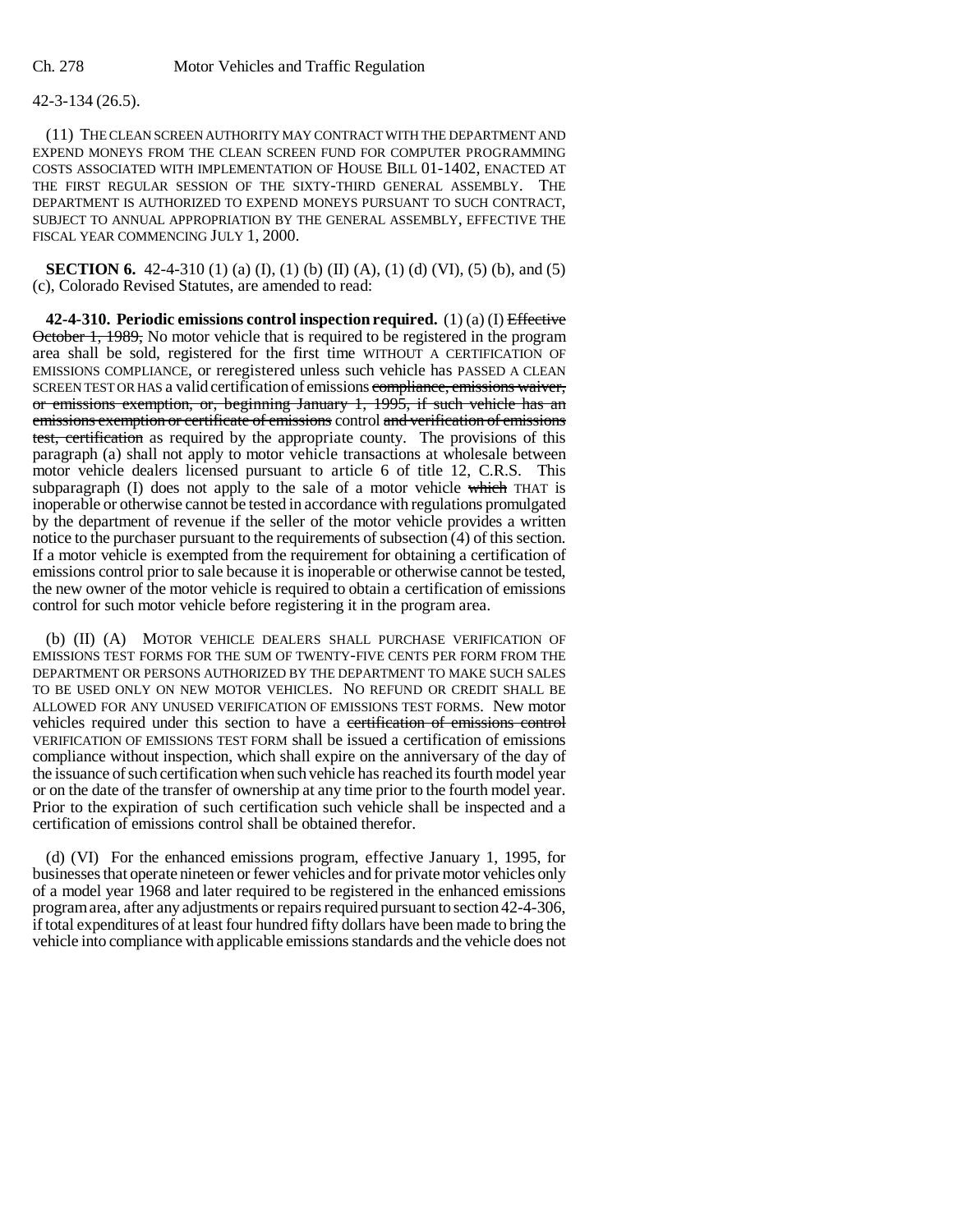42-3-134 (26.5).

(11) THE CLEAN SCREEN AUTHORITY MAY CONTRACT WITH THE DEPARTMENT AND EXPEND MONEYS FROM THE CLEAN SCREEN FUND FOR COMPUTER PROGRAMMING COSTS ASSOCIATED WITH IMPLEMENTATION OF HOUSE BILL 01-1402, ENACTED AT THE FIRST REGULAR SESSION OF THE SIXTY-THIRD GENERAL ASSEMBLY. THE DEPARTMENT IS AUTHORIZED TO EXPEND MONEYS PURSUANT TO SUCH CONTRACT, SUBJECT TO ANNUAL APPROPRIATION BY THE GENERAL ASSEMBLY, EFFECTIVE THE FISCAL YEAR COMMENCING JULY 1, 2000.

**SECTION 6.** 42-4-310 (1) (a) (I), (1) (b) (II) (A), (1) (d) (VI), (5) (b), and (5) (c), Colorado Revised Statutes, are amended to read:

**42-4-310. Periodic emissions control inspection required.** (1) (a) (I) ~~Effective October 1, 1989,~~ No motor vehicle that is required to be registered in the program area shall be sold, registered for the first time WITHOUT A CERTIFICATION OF EMISSIONS COMPLIANCE, or reregistered unless such vehicle has PASSED A CLEAN SCREEN TEST OR HAS a valid certification of emissions ~~compliance, emissions waiver, or emissions exemption, or, beginning January 1, 1995, if such vehicle has an emissions exemption or certificate of emissions~~ control ~~and verification of emissions test, certification~~ as required by the appropriate county. The provisions of this paragraph (a) shall not apply to motor vehicle transactions at wholesale between motor vehicle dealers licensed pursuant to article 6 of title 12, C.R.S. This subparagraph (I) does not apply to the sale of a motor vehicle ~~which~~ THAT is inoperable or otherwise cannot be tested in accordance with regulations promulgated by the department of revenue if the seller of the motor vehicle provides a written notice to the purchaser pursuant from the requirements of subsection (4) of this section. If a motor vehicle is exempted from the requirement for obtaining a certification of emissions control prior to sale because it is inoperable or otherwise cannot be tested, the new owner of the motor vehicle is required to obtain a certification of emissions control for such motor vehicle before registering it in the program area.

(b) (II) (A) MOTOR VEHICLE DEALERS SHALL PURCHASE VERIFICATION OF EMISSIONS TEST FORMS FOR THE SUM OF TWENTY-FIVE CENTS PER FORM FROM THE DEPARTMENT OR PERSONS AUTHORIZED BY THE DEPARTMENT TO MAKE SUCH SALES TO BE USED ONLY ON NEW MOTOR VEHICLES. NO REFUND OR CREDIT SHALL BE ALLOWED FOR ANY UNUSED VERIFICATION OF EMISSIONS TEST FORMS. New motor vehicles required under this section to have a ~~certification of emissions control~~ VERIFICATION OF EMISSIONS TEST FORM shall be issued a certification of emissions compliance without inspection, which shall expire on the anniversary of the day of the issuance of such certification when such vehicle has reached its fourth model year or on the date of the transfer of ownership at any time prior to the fourth model year. Prior to the expiration of such certification such vehicle shall be inspected and a certification of emissions control shall be obtained therefor.

(d) (VI) For the enhanced emissions program, effective January 1, 1995, for businesses that operate nineteen or fewer vehicles and for private motor vehicles only of a model year 1968 and later required to be registered in the enhanced emissions program area, after any adjustments or repairs required pursuant to section 42-4-306, if total expenditures of at least four hundred fifty dollars have been made to bring the vehicle into compliance with applicable emissions standards and the vehicle does not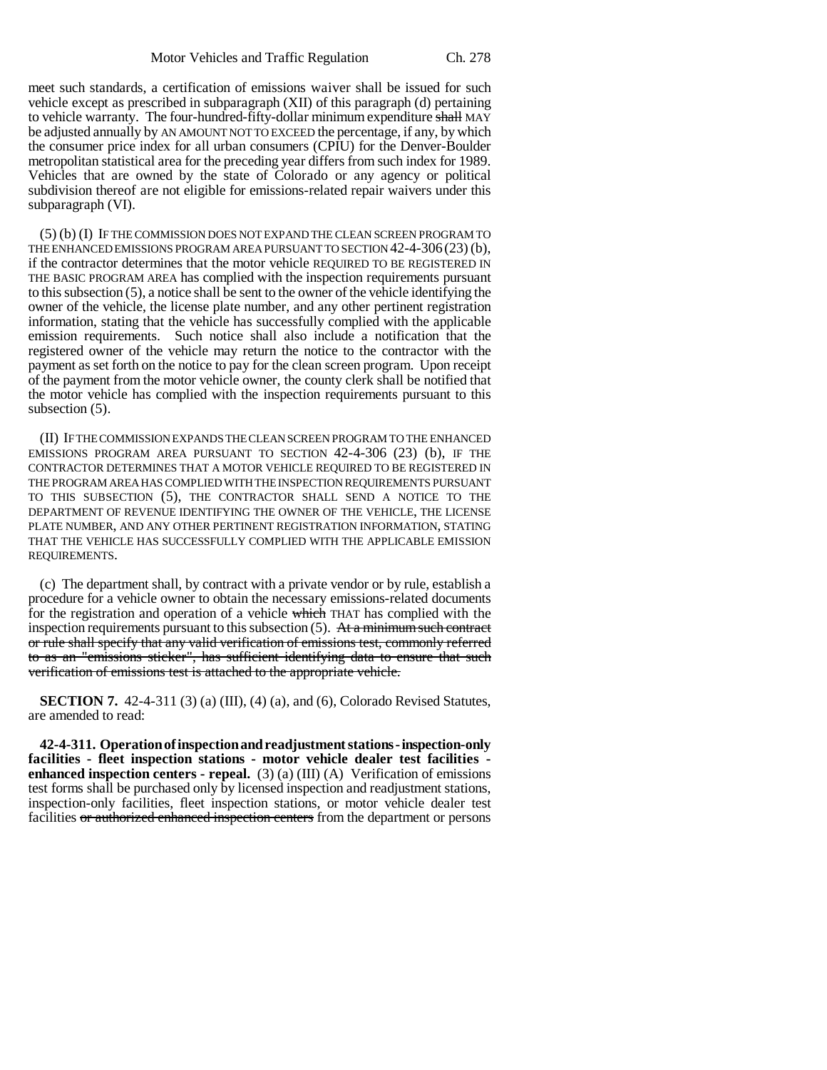meet such standards, a certification of emissions waiver shall be issued for such vehicle except as prescribed in subparagraph (XII) of this paragraph (d) pertaining to vehicle warranty. The four-hundred-fifty-dollar minimum expenditure ~~shall~~ MAY be adjusted annually by AN AMOUNT NOT TO EXCEED the percentage, if any, by which the consumer price index for all urban consumers (CPIU) for the Denver-Boulder metropolitan statistical area for the preceding year differs from such index for 1989. Vehicles that are owned by the state of Colorado or any agency or political subdivision thereof are not eligible for emissions-related repair waivers under this subparagraph (VI).

(5) (b) (I) IF THE COMMISSION DOES NOT EXPAND THE CLEAN SCREEN PROGRAM TO THE ENHANCED EMISSIONS PROGRAM AREA PURSUANT TO SECTION 42-4-306 (23) (b), if the contractor determines that the motor vehicle REQUIRED TO BE REGISTERED IN THE BASIC PROGRAM AREA has complied with the inspection requirements pursuant to this subsection (5), a notice shall be sent to the owner of the vehicle identifying the owner of the vehicle, the license plate number, and any other pertinent registration information, stating that the vehicle has successfully complied with the applicable emission requirements. Such notice shall also include a notification that the registered owner of the vehicle may return the notice to the contractor with the payment as set forth on the notice to pay for the clean screen program. Upon receipt of the payment from the motor vehicle owner, the county clerk shall be notified that the motor vehicle has complied with the inspection requirements pursuant to this subsection (5).

(II) IF THE COMMISSION EXPANDS THE CLEAN SCREEN PROGRAM TO THE ENHANCED EMISSIONS PROGRAM AREA PURSUANT TO SECTION 42-4-306 (23) (b), IF THE CONTRACTOR DETERMINES THAT A MOTOR VEHICLE REQUIRED TO BE REGISTERED IN THE PROGRAM AREA HAS COMPLIED WITH THE INSPECTION REQUIREMENTS PURSUANT TO THIS SUBSECTION (5), THE CONTRACTOR SHALL SEND A NOTICE TO THE DEPARTMENT OF REVENUE IDENTIFYING THE OWNER OF THE VEHICLE, THE LICENSE PLATE NUMBER, AND ANY OTHER PERTINENT REGISTRATION INFORMATION, STATING THAT THE VEHICLE HAS SUCCESSFULLY COMPLIED WITH THE APPLICABLE EMISSION REQUIREMENTS.

(c) The department shall, by contract with a private vendor or by rule, establish a procedure for a vehicle owner to obtain the necessary emissions-related documents for the registration and operation of a vehicle ~~which~~ THAT has complied with the inspection requirements pursuant to this subsection (5). ~~At a minimum such contract or rule shall specify that any valid verification of emissions test, commonly referred to as an "emissions sticker", has sufficient identifying data to ensure that such verification of emissions test is attached to the appropriate vehicle.~~

**SECTION 7.** 42-4-311 (3) (a) (III), (4) (a), and (6), Colorado Revised Statutes, are amended to read:

**42-4-311. Operation of inspection and readjustment stations - inspection-only facilities - fleet inspection stations - motor vehicle dealer test facilities - enhanced inspection centers - repeal.** (3) (a) (III) (A) Verification of emissions test forms shall be purchased only by licensed inspection and readjustment stations, inspection-only facilities, fleet inspection stations, or motor vehicle dealer test facilities ~~or authorized enhanced inspection centers~~ from the department or persons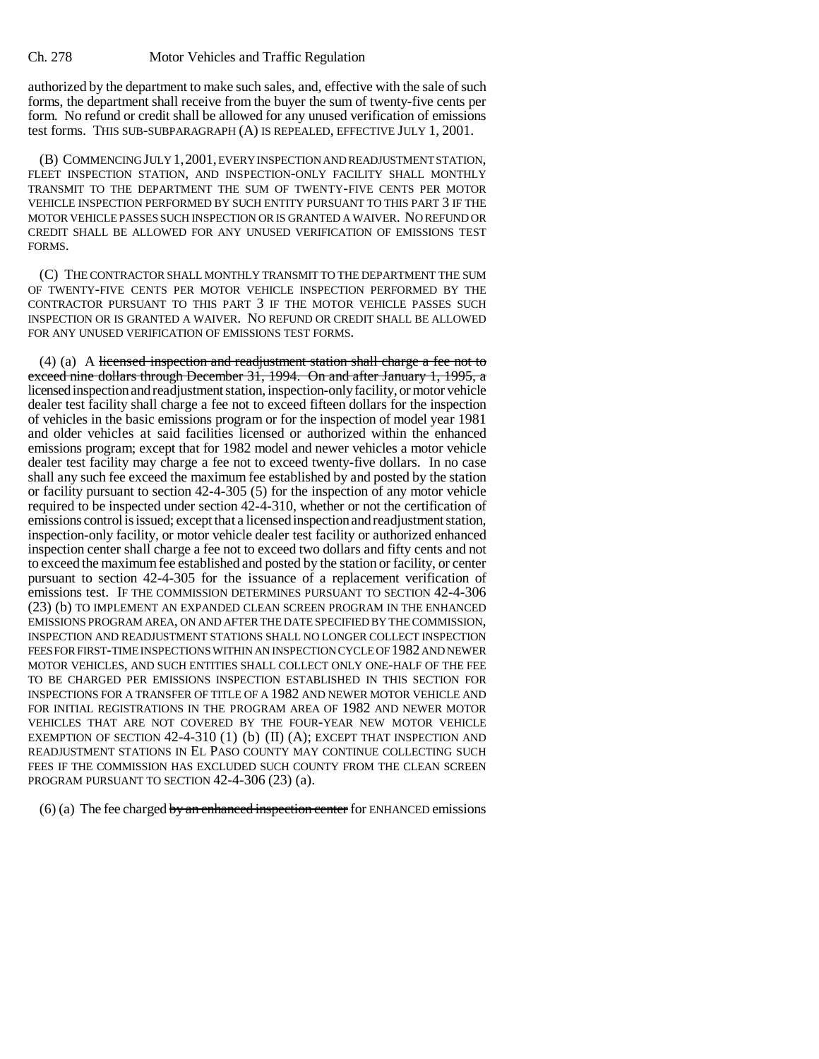authorized by the department to make such sales, and, effective with the sale of such forms, the department shall receive from the buyer the sum of twenty-five cents per form. No refund or credit shall be allowed for any unused verification of emissions test forms. THIS SUB-SUBPARAGRAPH (A) IS REPEALED, EFFECTIVE JULY 1, 2001.

(B) COMMENCING JULY 1, 2001, EVERY INSPECTION AND READJUSTMENT STATION, FLEET INSPECTION STATION, AND INSPECTION-ONLY FACILITY SHALL MONTHLY TRANSMIT TO THE DEPARTMENT THE SUM OF TWENTY-FIVE CENTS PER MOTOR VEHICLE INSPECTION PERFORMED BY SUCH ENTITY PURSUANT TO THIS PART 3 IF THE MOTOR VEHICLE PASSES SUCH INSPECTION OR IS GRANTED A WAIVER. NO REFUND OR CREDIT SHALL BE ALLOWED FOR ANY UNUSED VERIFICATION OF EMISSIONS TEST FORMS.

(C) THE CONTRACTOR SHALL MONTHLY TRANSMIT TO THE DEPARTMENT THE SUM OF TWENTY-FIVE CENTS PER MOTOR VEHICLE INSPECTION PERFORMED BY THE CONTRACTOR PURSUANT TO THIS PART 3 IF THE MOTOR VEHICLE PASSES SUCH INSPECTION OR IS GRANTED A WAIVER. NO REFUND OR CREDIT SHALL BE ALLOWED FOR ANY UNUSED VERIFICATION OF EMISSIONS TEST FORMS.

(4) (a) A ~~licensed inspection and readjustment station shall charge a fee not to exceed nine dollars through December 31, 1994. On and after January 1, 1995, a~~ licensed inspection and readjustment station, inspection-only facility, or motor vehicle dealer test facility shall charge a fee not to exceed fifteen dollars for the inspection of vehicles in the basic emissions program or for the inspection of model year 1981 and older vehicles at said facilities licensed or authorized within the enhanced emissions program; except that for 1982 model and newer vehicles a motor vehicle dealer test facility may charge a fee not to exceed twenty-five dollars. In no case shall any such fee exceed the maximum fee established by and posted by the station or facility pursuant to section 42-4-305 (5) for the inspection of any motor vehicle required to be inspected under section 42-4-310, whether or not the certification of emissions control is issued; except that a licensed inspection and readjustment station, inspection-only facility, or motor vehicle dealer test facility or authorized enhanced inspection center shall charge a fee not to exceed two dollars and fifty cents and not to exceed the maximum fee established and posted by the station or facility, or center pursuant to section 42-4-305 for the issuance of a replacement verification of emissions test. IF THE COMMISSION DETERMINES PURSUANT TO SECTION 42-4-306 (23) (b) TO IMPLEMENT AN EXPANDED CLEAN SCREEN PROGRAM IN THE ENHANCED EMISSIONS PROGRAM AREA, ON AND AFTER THE DATE SPECIFIED BY THE COMMISSION, INSPECTION AND READJUSTMENT STATIONS SHALL NO LONGER COLLECT INSPECTION FEES FOR FIRST-TIME INSPECTIONS WITHIN AN INSPECTION CYCLE OF 1982 AND NEWER MOTOR VEHICLES, AND SUCH ENTITIES SHALL COLLECT ONLY ONE-HALF OF THE FEE TO BE CHARGED PER EMISSIONS INSPECTION ESTABLISHED IN THIS SECTION FOR INSPECTIONS FOR A TRANSFER OF TITLE OF A 1982 AND NEWER MOTOR VEHICLE AND FOR INITIAL REGISTRATIONS IN THE PROGRAM AREA OF 1982 AND NEWER MOTOR VEHICLES THAT ARE NOT COVERED BY THE FOUR-YEAR NEW MOTOR VEHICLE EXEMPTION OF SECTION 42-4-310 (1) (b) (II) (A); EXCEPT THAT INSPECTION AND READJUSTMENT STATIONS IN EL PASO COUNTY MAY CONTINUE COLLECTING SUCH FEES IF THE COMMISSION HAS EXCLUDED SUCH COUNTY FROM THE CLEAN SCREEN PROGRAM PURSUANT TO SECTION 42-4-306 (23) (a).

(6) (a) The fee charged ~~by an enhanced inspection center~~ for ENHANCED emissions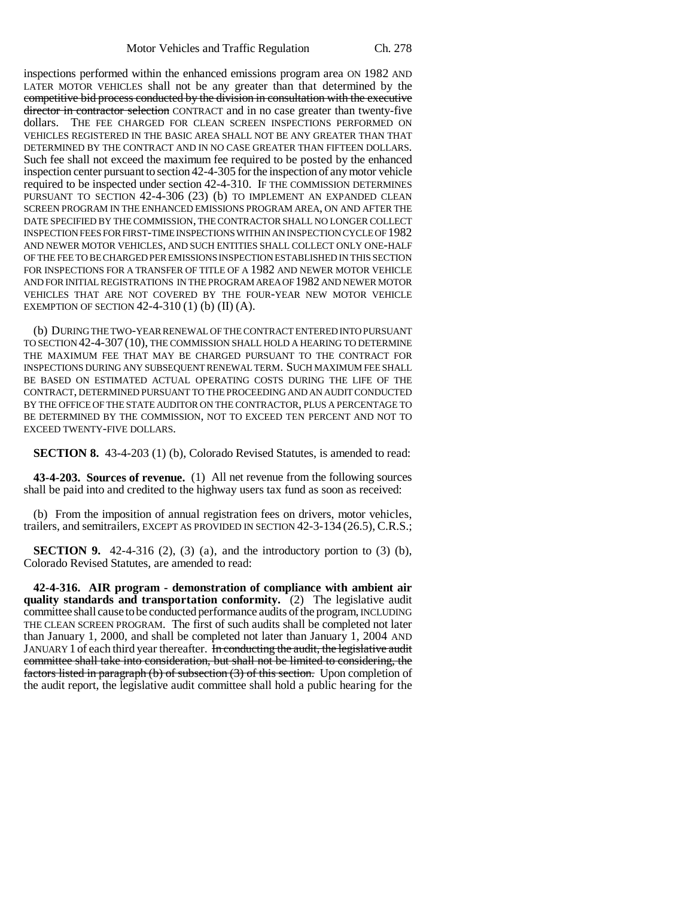inspections performed within the enhanced emissions program area ON 1982 AND LATER MOTOR VEHICLES shall not be any greater than that determined by the ~~competitive bid process conducted by the division in consultation with the executive director in contractor selection~~ CONTRACT and in no case greater than twenty-five dollars. THE FEE CHARGED FOR CLEAN SCREEN INSPECTIONS PERFORMED ON VEHICLES REGISTERED IN THE BASIC AREA SHALL NOT BE ANY GREATER THAN THAT DETERMINED BY THE CONTRACT AND IN NO CASE GREATER THAN FIFTEEN DOLLARS. Such fee shall not exceed the maximum fee required to be posted by the enhanced inspection center pursuant to section 42-4-305 for the inspection of any motor vehicle required to be inspected under section 42-4-310. IF THE COMMISSION DETERMINES PURSUANT TO SECTION 42-4-306 (23) (b) TO IMPLEMENT AN EXPANDED CLEAN SCREEN PROGRAM IN THE ENHANCED EMISSIONS PROGRAM AREA, ON AND AFTER THE DATE SPECIFIED BY THE COMMISSION, THE CONTRACTOR SHALL NO LONGER COLLECT INSPECTION FEES FOR FIRST-TIME INSPECTIONS WITHIN AN INSPECTION CYCLE OF 1982 AND NEWER MOTOR VEHICLES, AND SUCH ENTITIES SHALL COLLECT ONLY ONE-HALF OF THE FEE TO BE CHARGED PER EMISSIONS INSPECTION ESTABLISHED IN THIS SECTION FOR INSPECTIONS FOR A TRANSFER OF TITLE OF A 1982 AND NEWER MOTOR VEHICLE AND FOR INITIAL REGISTRATIONS IN THE PROGRAM AREA OF 1982 AND NEWER MOTOR VEHICLES THAT ARE NOT COVERED BY THE FOUR-YEAR NEW MOTOR VEHICLE EXEMPTION OF SECTION 42-4-310 (1) (b) (II) (A).

(b) DURING THE TWO-YEAR RENEWAL OF THE CONTRACT ENTERED INTO PURSUANT TO SECTION 42-4-307 (10), THE COMMISSION SHALL HOLD A HEARING TO DETERMINE THE MAXIMUM FEE THAT MAY BE CHARGED PURSUANT TO THE CONTRACT FOR INSPECTIONS DURING ANY SUBSEQUENT RENEWAL TERM. SUCH MAXIMUM FEE SHALL BE BASED ON ESTIMATED ACTUAL OPERATING COSTS DURING THE LIFE OF THE CONTRACT, DETERMINED PURSUANT TO THE PROCEEDING AND AN AUDIT CONDUCTED BY THE OFFICE OF THE STATE AUDITOR ON THE CONTRACTOR, PLUS A PERCENTAGE TO BE DETERMINED BY THE COMMISSION, NOT TO EXCEED TEN PERCENT AND NOT TO EXCEED TWENTY-FIVE DOLLARS.

**SECTION 8.** 43-4-203 (1) (b), Colorado Revised Statutes, is amended to read:

**43-4-203. Sources of revenue.** (1) All net revenue from the following sources shall be paid into and credited to the highway users tax fund as soon as received:

(b) From the imposition of annual registration fees on drivers, motor vehicles, trailers, and semitrailers, EXCEPT AS PROVIDED IN SECTION 42-3-134 (26.5), C.R.S.;

**SECTION 9.** 42-4-316 (2), (3) (a), and the introductory portion to (3) (b), Colorado Revised Statutes, are amended to read:

**42-4-316. AIR program - demonstration of compliance with ambient air quality standards and transportation conformity.** (2) The legislative audit committee shall cause to be conducted performance audits of the program, INCLUDING THE CLEAN SCREEN PROGRAM. The first of such audits shall be completed not later than January 1, 2000, and shall be completed not later than January 1, 2004 AND JANUARY 1 of each third year thereafter. ~~In conducting the audit, the legislative audit committee shall take into consideration, but shall not be limited to considering, the factors listed in paragraph (b) of subsection (3) of this section.~~ Upon completion of the audit report, the legislative audit committee shall hold a public hearing for the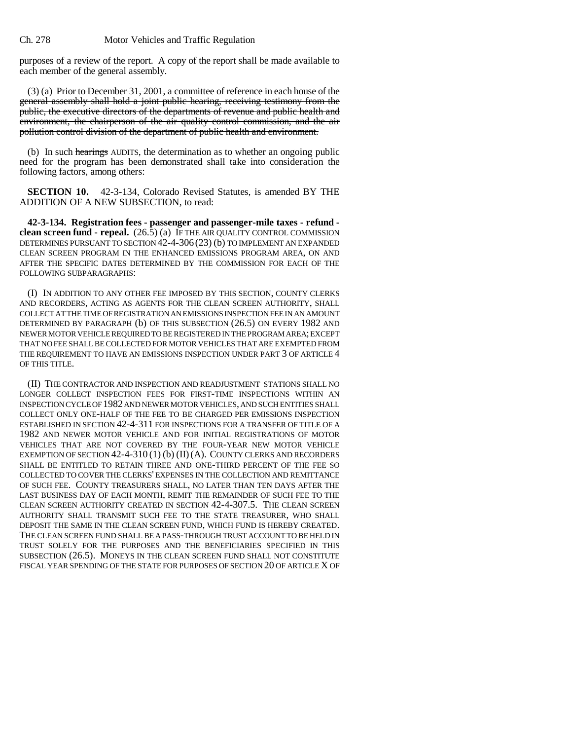purposes of a review of the report. A copy of the report shall be made available to each member of the general assembly.

(3) (a) ~~Prior to December 31, 2001, a committee of reference in each house of the general assembly shall hold a joint public hearing, receiving testimony from the public, the executive directors of the departments of revenue and public health and environment, the chairperson of the air quality control commission, and the air pollution control division of the department of public health and environment.~~

(b) In such ~~hearings~~ AUDITS, the determination as to whether an ongoing public need for the program has been demonstrated shall take into consideration the following factors, among others:

**SECTION 10.** 42-3-134, Colorado Revised Statutes, is amended BY THE ADDITION OF A NEW SUBSECTION, to read:

**42-3-134. Registration fees - passenger and passenger-mile taxes - refund - clean screen fund - repeal.** (26.5) (a) IF THE AIR QUALITY CONTROL COMMISSION DETERMINES PURSUANT TO SECTION 42-4-306 (23) (b) TO IMPLEMENT AN EXPANDED CLEAN SCREEN PROGRAM IN THE ENHANCED EMISSIONS PROGRAM AREA, ON AND AFTER THE SPECIFIC DATES DETERMINED BY THE COMMISSION FOR EACH OF THE FOLLOWING SUBPARAGRAPHS:

(I) IN ADDITION TO ANY OTHER FEE IMPOSED BY THIS SECTION, COUNTY CLERKS AND RECORDERS, ACTING AS AGENTS FOR THE CLEAN SCREEN AUTHORITY, SHALL COLLECT AT THE TIME OF REGISTRATION AN EMISSIONS INSPECTION FEE IN AN AMOUNT DETERMINED BY PARAGRAPH (b) OF THIS SUBSECTION (26.5) ON EVERY 1982 AND NEWER MOTOR VEHICLE REQUIRED TO BE REGISTERED IN THE PROGRAM AREA; EXCEPT THAT NO FEE SHALL BE COLLECTED FOR MOTOR VEHICLES THAT ARE EXEMPTED FROM THE REQUIREMENT TO HAVE AN EMISSIONS INSPECTION UNDER PART 3 OF ARTICLE 4 OF THIS TITLE.

(II) THE CONTRACTOR AND INSPECTION AND READJUSTMENT STATIONS SHALL NO LONGER COLLECT INSPECTION FEES FOR FIRST-TIME INSPECTIONS WITHIN AN INSPECTION CYCLE OF 1982 AND NEWER MOTOR VEHICLES, AND SUCH ENTITIES SHALL COLLECT ONLY ONE-HALF OF THE FEE TO BE CHARGED PER EMISSIONS INSPECTION ESTABLISHED IN SECTION 42-4-311 FOR INSPECTIONS FOR A TRANSFER OF TITLE OF A 1982 AND NEWER MOTOR VEHICLE AND FOR INITIAL REGISTRATIONS OF MOTOR VEHICLES THAT ARE NOT COVERED BY THE FOUR-YEAR NEW MOTOR VEHICLE EXEMPTION OF SECTION 42-4-310 (1) (b) (II) (A). COUNTY CLERKS AND RECORDERS SHALL BE ENTITLED TO RETAIN THREE AND ONE-THIRD PERCENT OF THE FEE SO COLLECTED TO COVER THE CLERKS' EXPENSES IN THE COLLECTION AND REMITTANCE OF SUCH FEE. COUNTY TREASURERS SHALL, NO LATER THAN TEN DAYS AFTER THE LAST BUSINESS DAY OF EACH MONTH, REMIT THE REMAINDER OF SUCH FEE TO THE CLEAN SCREEN AUTHORITY CREATED IN SECTION 42-4-307.5. THE CLEAN SCREEN AUTHORITY SHALL TRANSMIT SUCH FEE TO THE STATE TREASURER, WHO SHALL DEPOSIT THE SAME IN THE CLEAN SCREEN FUND, WHICH FUND IS HEREBY CREATED. THE CLEAN SCREEN FUND SHALL BE A PASS-THROUGH TRUST ACCOUNT TO BE HELD IN TRUST SOLELY FOR THE PURPOSES AND THE BENEFICIARIES SPECIFIED IN THIS SUBSECTION (26.5). MONEYS IN THE CLEAN SCREEN FUND SHALL NOT CONSTITUTE FISCAL YEAR SPENDING OF THE STATE FOR PURPOSES OF SECTION 20 OF ARTICLE X OF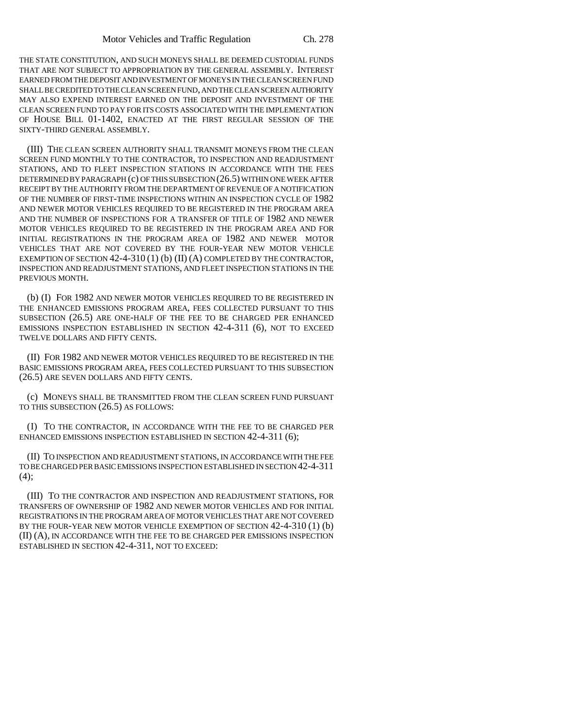THE STATE CONSTITUTION, AND SUCH MONEYS SHALL BE DEEMED CUSTODIAL FUNDS THAT ARE NOT SUBJECT TO APPROPRIATION BY THE GENERAL ASSEMBLY. INTEREST EARNED FROM THE DEPOSIT AND INVESTMENT OF MONEYS IN THE CLEAN SCREEN FUND SHALL BE CREDITED TO THE CLEAN SCREEN FUND, AND THE CLEAN SCREEN AUTHORITY MAY ALSO EXPEND INTEREST EARNED ON THE DEPOSIT AND INVESTMENT OF THE CLEAN SCREEN FUND TO PAY FOR ITS COSTS ASSOCIATED WITH THE IMPLEMENTATION OF HOUSE BILL 01-1402, ENACTED AT THE FIRST REGULAR SESSION OF THE SIXTY-THIRD GENERAL ASSEMBLY.

(III) THE CLEAN SCREEN AUTHORITY SHALL TRANSMIT MONEYS FROM THE CLEAN SCREEN FUND MONTHLY TO THE CONTRACTOR, TO INSPECTION AND READJUSTMENT STATIONS, AND TO FLEET INSPECTION STATIONS IN ACCORDANCE WITH THE FEES DETERMINED BY PARAGRAPH (c) OF THIS SUBSECTION (26.5) WITHIN ONE WEEK AFTER RECEIPT BY THE AUTHORITY FROM THE DEPARTMENT OF REVENUE OF A NOTIFICATION OF THE NUMBER OF FIRST-TIME INSPECTIONS WITHIN AN INSPECTION CYCLE OF 1982 AND NEWER MOTOR VEHICLES REQUIRED TO BE REGISTERED IN THE PROGRAM AREA AND THE NUMBER OF INSPECTIONS FOR A TRANSFER OF TITLE OF 1982 AND NEWER MOTOR VEHICLES REQUIRED TO BE REGISTERED IN THE PROGRAM AREA AND FOR INITIAL REGISTRATIONS IN THE PROGRAM AREA OF 1982 AND NEWER MOTOR VEHICLES THAT ARE NOT COVERED BY THE FOUR-YEAR NEW MOTOR VEHICLE EXEMPTION OF SECTION 42-4-310 (1) (b) (II) (A) COMPLETED BY THE CONTRACTOR, INSPECTION AND READJUSTMENT STATIONS, AND FLEET INSPECTION STATIONS IN THE PREVIOUS MONTH.

(b) (I) FOR 1982 AND NEWER MOTOR VEHICLES REQUIRED TO BE REGISTERED IN THE ENHANCED EMISSIONS PROGRAM AREA, FEES COLLECTED PURSUANT TO THIS SUBSECTION (26.5) ARE ONE-HALF OF THE FEE TO BE CHARGED PER ENHANCED EMISSIONS INSPECTION ESTABLISHED IN SECTION 42-4-311 (6), NOT TO EXCEED TWELVE DOLLARS AND FIFTY CENTS.

(II) FOR 1982 AND NEWER MOTOR VEHICLES REQUIRED TO BE REGISTERED IN THE BASIC EMISSIONS PROGRAM AREA, FEES COLLECTED PURSUANT TO THIS SUBSECTION (26.5) ARE SEVEN DOLLARS AND FIFTY CENTS.

(c) MONEYS SHALL BE TRANSMITTED FROM THE CLEAN SCREEN FUND PURSUANT TO THIS SUBSECTION (26.5) AS FOLLOWS:

(I) TO THE CONTRACTOR, IN ACCORDANCE WITH THE FEE TO BE CHARGED PER ENHANCED EMISSIONS INSPECTION ESTABLISHED IN SECTION 42-4-311 (6);

(II) TO INSPECTION AND READJUSTMENT STATIONS, IN ACCORDANCE WITH THE FEE TO BE CHARGED PER BASIC EMISSIONS INSPECTION ESTABLISHED IN SECTION 42-4-311 (4);

(III) TO THE CONTRACTOR AND INSPECTION AND READJUSTMENT STATIONS, FOR TRANSFERS OF OWNERSHIP OF 1982 AND NEWER MOTOR VEHICLES AND FOR INITIAL REGISTRATIONS IN THE PROGRAM AREA OF MOTOR VEHICLES THAT ARE NOT COVERED BY THE FOUR-YEAR NEW MOTOR VEHICLE EXEMPTION OF SECTION 42-4-310 (1) (b) (II) (A), IN ACCORDANCE WITH THE FEE TO BE CHARGED PER EMISSIONS INSPECTION ESTABLISHED IN SECTION 42-4-311, NOT TO EXCEED: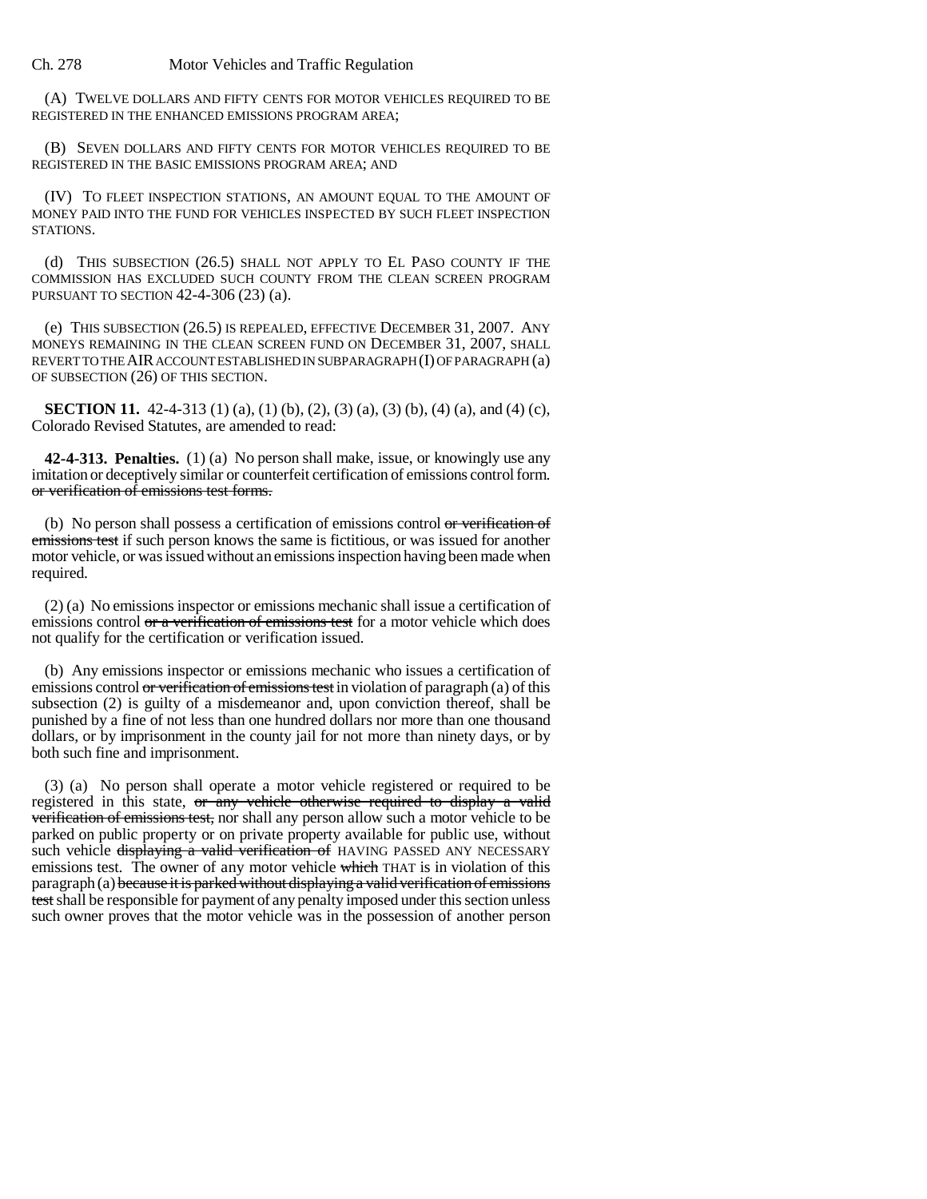(A) TWELVE DOLLARS AND FIFTY CENTS FOR MOTOR VEHICLES REQUIRED TO BE REGISTERED IN THE ENHANCED EMISSIONS PROGRAM AREA;

(B) SEVEN DOLLARS AND FIFTY CENTS FOR MOTOR VEHICLES REQUIRED TO BE REGISTERED IN THE BASIC EMISSIONS PROGRAM AREA; AND

(IV) TO FLEET INSPECTION STATIONS, AN AMOUNT EQUAL TO THE AMOUNT OF MONEY PAID INTO THE FUND FOR VEHICLES INSPECTED BY SUCH FLEET INSPECTION STATIONS.

(d) THIS SUBSECTION (26.5) SHALL NOT APPLY TO EL PASO COUNTY IF THE COMMISSION HAS EXCLUDED SUCH COUNTY FROM THE CLEAN SCREEN PROGRAM PURSUANT TO SECTION 42-4-306 (23) (a).

(e) THIS SUBSECTION (26.5) IS REPEALED, EFFECTIVE DECEMBER 31, 2007. ANY MONEYS REMAINING IN THE CLEAN SCREEN FUND ON DECEMBER 31, 2007, SHALL REVERT TO THE AIR ACCOUNT ESTABLISHED IN SUBPARAGRAPH (I) OF PARAGRAPH (a) OF SUBSECTION (26) OF THIS SECTION.

**SECTION 11.** 42-4-313 (1) (a), (1) (b), (2), (3) (a), (3) (b), (4) (a), and (4) (c), Colorado Revised Statutes, are amended to read:

**42-4-313. Penalties.** (1) (a) No person shall make, issue, or knowingly use any imitation or deceptively similar or counterfeit certification of emissions control form. ~~or verification of emissions test forms.~~

(b) No person shall possess a certification of emissions control ~~or verification of emissions test~~ if such person knows the same is fictitious, or was issued for another motor vehicle, or was issued without an emissions inspection having been made when required.

(2) (a) No emissions inspector or emissions mechanic shall issue a certification of emissions control ~~or a verification of emissions test~~ for a motor vehicle which does not qualify for the certification or verification issued.

(b) Any emissions inspector or emissions mechanic who issues a certification of emissions control ~~or verification of emissions test~~ in violation of paragraph (a) of this subsection (2) is guilty of a misdemeanor and, upon conviction thereof, shall be punished by a fine of not less than one hundred dollars nor more than one thousand dollars, or by imprisonment in the county jail for not more than ninety days, or by both such fine and imprisonment.

(3) (a) No person shall operate a motor vehicle registered or required to be registered in this state, ~~or any vehicle otherwise required to display a valid verification of emissions test,~~ nor shall any person allow such a motor vehicle to be parked on public property or on private property available for public use, without such vehicle ~~displaying a valid verification of~~ HAVING PASSED ANY NECESSARY emissions test. The owner of any motor vehicle ~~which~~ THAT is in violation of this paragraph (a) ~~because it is parked without displaying a valid verification of emissions test~~ shall be responsible for payment of any penalty imposed under this section unless such owner proves that the motor vehicle was in the possession of another person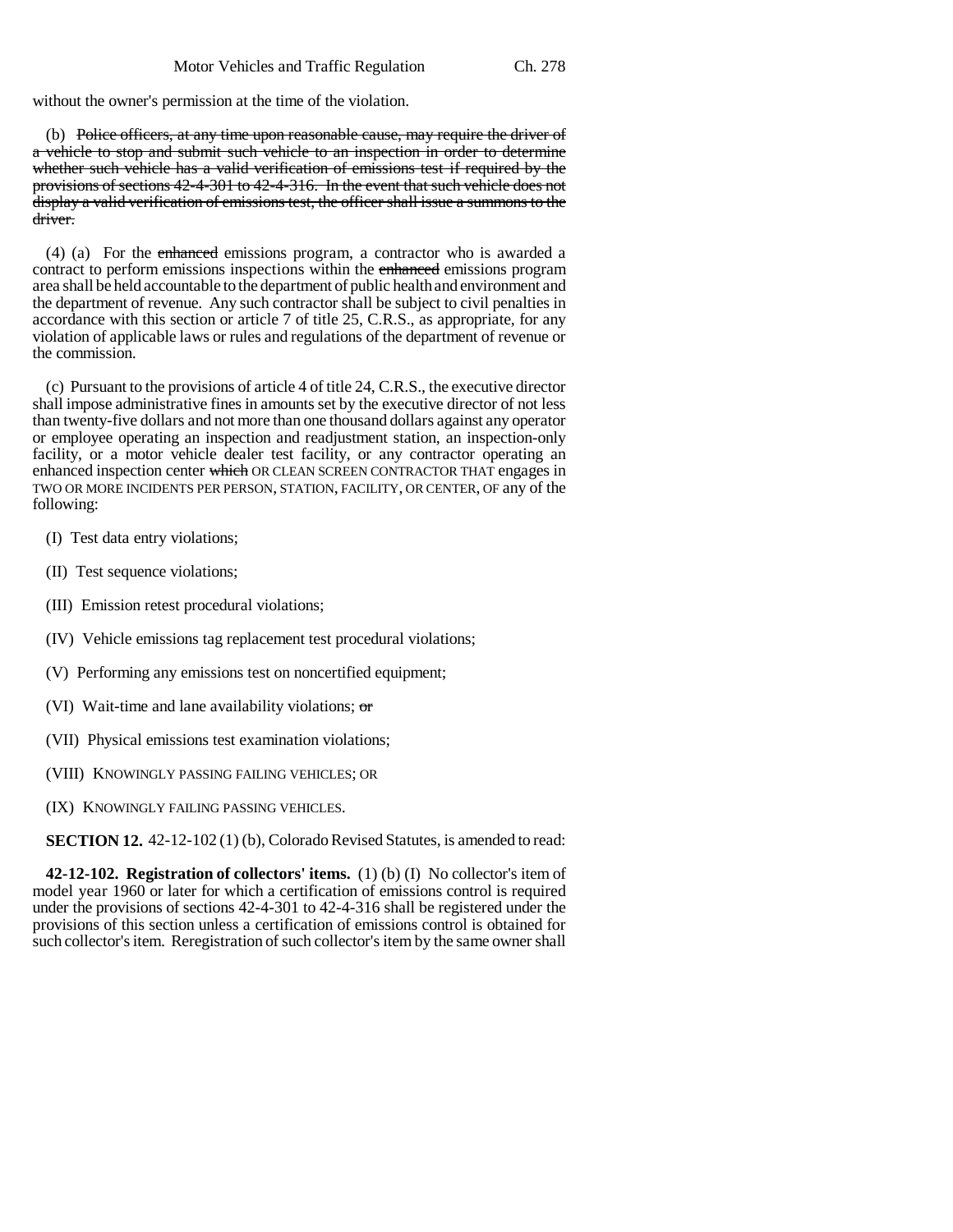without the owner's permission at the time of the violation.

(b) ~~Police officers, at any time upon reasonable cause, may require the driver of a vehicle to stop and submit such vehicle to an inspection in order to determine whether such vehicle has a valid verification of emissions test if required by the provisions of sections 42-4-301 to 42-4-316. In the event that such vehicle does not display a valid verification of emissions test, the officer shall issue a summons to the driver.~~

(4) (a) For the ~~enhanced~~ emissions program, a contractor who is awarded a contract to perform emissions inspections within the ~~enhanced~~ emissions program area shall be held accountable to the department of public health and environment and the department of revenue. Any such contractor shall be subject to civil penalties in accordance with this section or article 7 of title 25, C.R.S., as appropriate, for any violation of applicable laws or rules and regulations of the department of revenue or the commission.

(c) Pursuant to the provisions of article 4 of title 24, C.R.S., the executive director shall impose administrative fines in amounts set by the executive director of not less than twenty-five dollars and not more than one thousand dollars against any operator or employee operating an inspection and readjustment station, an inspection-only facility, or a motor vehicle dealer test facility, or any contractor operating an enhanced inspection center ~~which~~ OR CLEAN SCREEN CONTRACTOR THAT engages in TWO OR MORE INCIDENTS PER PERSON, STATION, FACILITY, OR CENTER, OF any of the following:

(I) Test data entry violations;

(II) Test sequence violations;

(III) Emission retest procedural violations;

(IV) Vehicle emissions tag replacement test procedural violations;

(V) Performing any emissions test on noncertified equipment;

(VI) Wait-time and lane availability violations; ~~or~~

(VII) Physical emissions test examination violations;

(VIII) KNOWINGLY PASSING FAILING VEHICLES; OR

(IX) KNOWINGLY FAILING PASSING VEHICLES.

**SECTION 12.** 42-12-102 (1) (b), Colorado Revised Statutes, is amended to read:

**42-12-102. Registration of collectors' items.** (1) (b) (I) No collector's item of model year 1960 or later for which a certification of emissions control is required under the provisions of sections 42-4-301 to 42-4-316 shall be registered under the provisions of this section unless a certification of emissions control is obtained for such collector's item. Reregistration of such collector's item by the same owner shall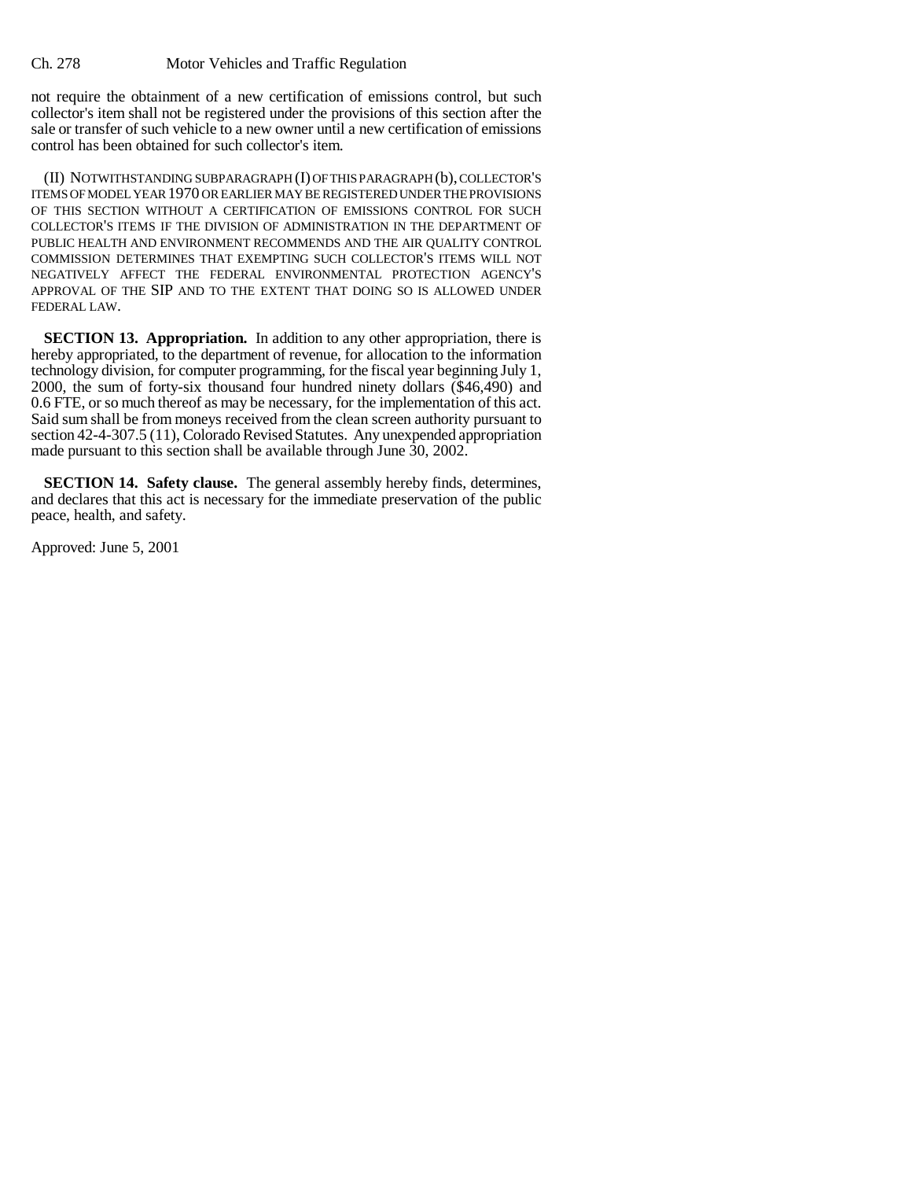not require the obtainment of a new certification of emissions control, but such collector's item shall not be registered under the provisions of this section after the sale or transfer of such vehicle to a new owner until a new certification of emissions control has been obtained for such collector's item.

(II) NOTWITHSTANDING SUBPARAGRAPH (I) OF THIS PARAGRAPH (b), COLLECTOR'S ITEMS OF MODEL YEAR 1970 OR EARLIER MAY BE REGISTERED UNDER THE PROVISIONS OF THIS SECTION WITHOUT A CERTIFICATION OF EMISSIONS CONTROL FOR SUCH COLLECTOR'S ITEMS IF THE DIVISION OF ADMINISTRATION IN THE DEPARTMENT OF PUBLIC HEALTH AND ENVIRONMENT RECOMMENDS AND THE AIR QUALITY CONTROL COMMISSION DETERMINES THAT EXEMPTING SUCH COLLECTOR'S ITEMS WILL NOT NEGATIVELY AFFECT THE FEDERAL ENVIRONMENTAL PROTECTION AGENCY'S APPROVAL OF THE SIP AND TO THE EXTENT THAT DOING SO IS ALLOWED UNDER FEDERAL LAW.

**SECTION 13. Appropriation.** In addition to any other appropriation, there is hereby appropriated, to the department of revenue, for allocation to the information technology division, for computer programming, for the fiscal year beginning July 1, 2000, the sum of forty-six thousand four hundred ninety dollars ($46,490) and 0.6 FTE, or so much thereof as may be necessary, for the implementation of this act. Said sum shall be from moneys received from the clean screen authority pursuant to section 42-4-307.5 (11), Colorado Revised Statutes. Any unexpended appropriation made pursuant to this section shall be available through June 30, 2002.

**SECTION 14. Safety clause.** The general assembly hereby finds, determines, and declares that this act is necessary for the immediate preservation of the public peace, health, and safety.

Approved: June 5, 2001